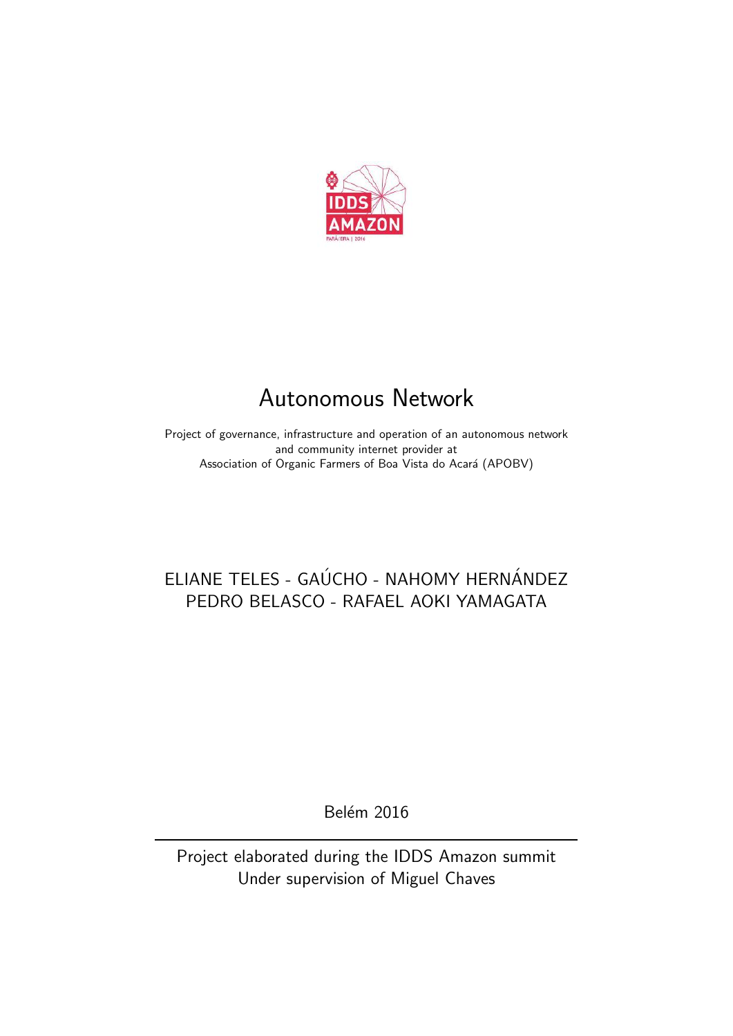# Autonomous Network

Project of governance, infrastructure and operation of an autonomous network and community internet provider at
Association of Organic Farmers of Boa Vista do Acará (APOBV)

ELIANE TELES - GAÚCHO - NAHOMY HERNÁNDEZ
PEDRO BELASCO - RAFAEL AOKI YAMAGATA

Belém 2016

---

Project elaborated during the IDDS Amazon summit
Under supervision of Miguel Chaves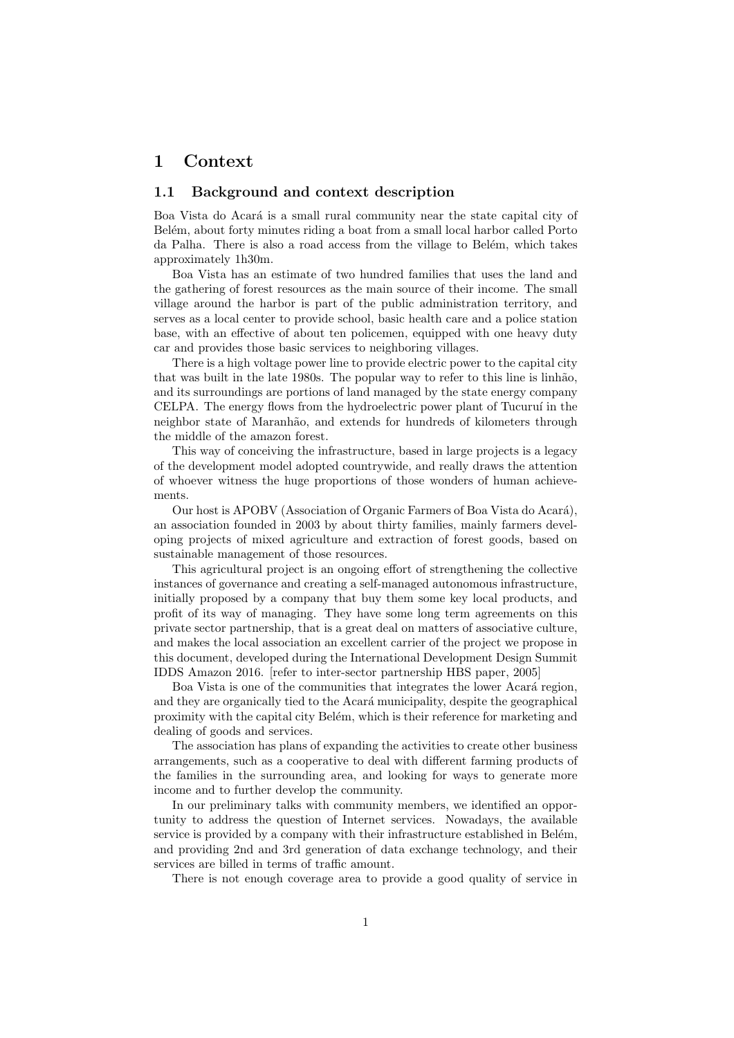# 1 Context

## 1.1 Background and context description

Boa Vista do Acará is a small rural community near the state capital city of Belém, about forty minutes riding a boat from a small local harbor called Porto da Palha. There is also a road access from the village to Belém, which takes approximately 1h30m.

Boa Vista has an estimate of two hundred families that uses the land and the gathering of forest resources as the main source of their income. The small village around the harbor is part of the public administration territory, and serves as a local center to provide school, basic health care and a police station base, with an effective of about ten policemen, equipped with one heavy duty car and provides those basic services to neighboring villages.

There is a high voltage power line to provide electric power to the capital city that was built in the late 1980s. The popular way to refer to this line is linhão, and its surroundings are portions of land managed by the state energy company CELPA. The energy flows from the hydroelectric power plant of Tucuruí in the neighbor state of Maranhão, and extends for hundreds of kilometers through the middle of the amazon forest.

This way of conceiving the infrastructure, based in large projects is a legacy of the development model adopted countrywide, and really draws the attention of whoever witness the huge proportions of those wonders of human achievements.

Our host is APOBV (Association of Organic Farmers of Boa Vista do Acará), an association founded in 2003 by about thirty families, mainly farmers developing projects of mixed agriculture and extraction of forest goods, based on sustainable management of those resources.

This agricultural project is an ongoing effort of strengthening the collective instances of governance and creating a self-managed autonomous infrastructure, initially proposed by a company that buy them some key local products, and profit of its way of managing. They have some long term agreements on this private sector partnership, that is a great deal on matters of associative culture, and makes the local association an excellent carrier of the project we propose in this document, developed during the International Development Design Summit IDDS Amazon 2016. [refer to inter-sector partnership HBS paper, 2005]

Boa Vista is one of the communities that integrates the lower Acará region, and they are organically tied to the Acará municipality, despite the geographical proximity with the capital city Belém, which is their reference for marketing and dealing of goods and services.

The association has plans of expanding the activities to create other business arrangements, such as a cooperative to deal with different farming products of the families in the surrounding area, and looking for ways to generate more income and to further develop the community.

In our preliminary talks with community members, we identified an opportunity to address the question of Internet services. Nowadays, the available service is provided by a company with their infrastructure established in Belém, and providing 2nd and 3rd generation of data exchange technology, and their services are billed in terms of traffic amount.

There is not enough coverage area to provide a good quality of service in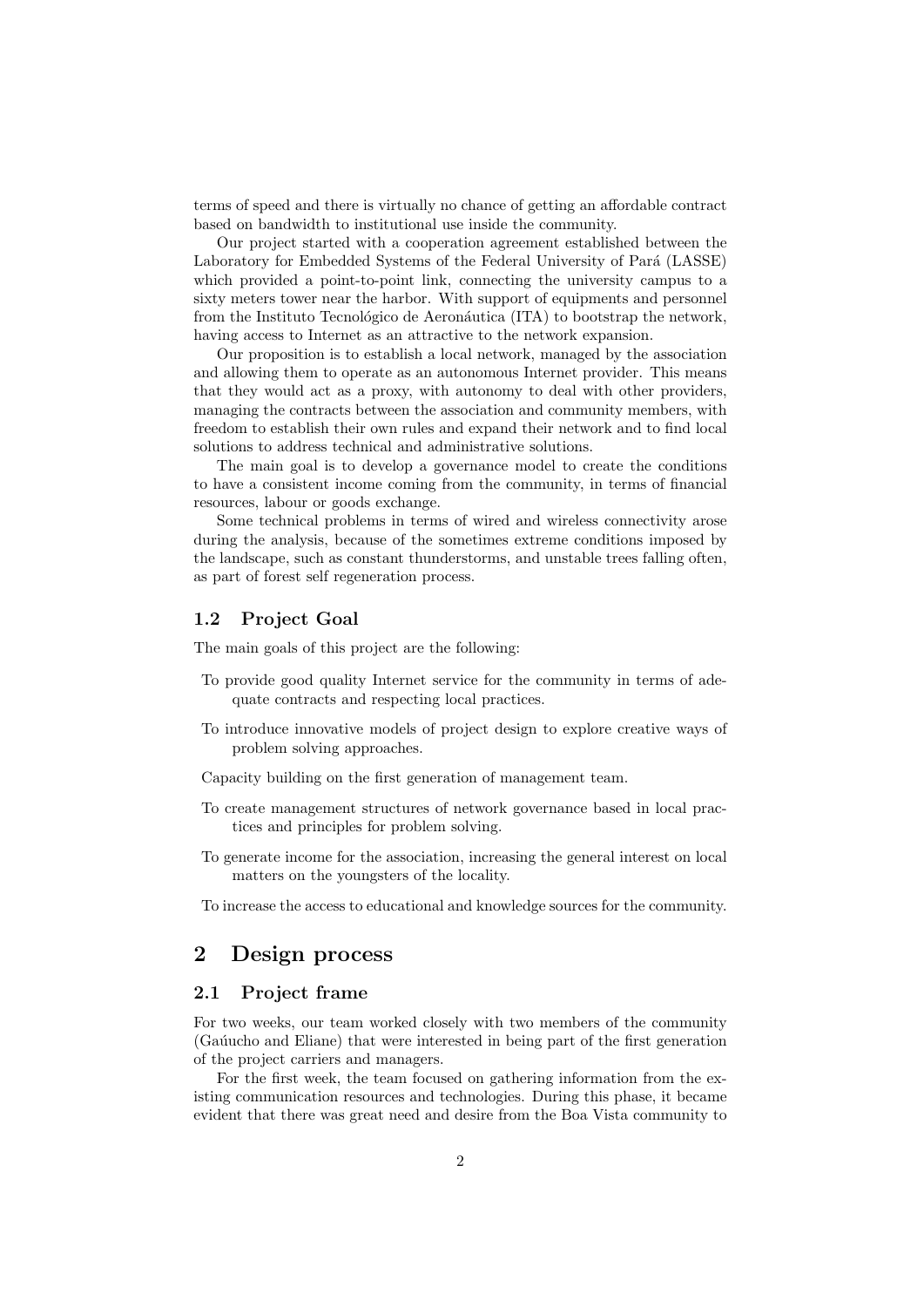terms of speed and there is virtually no chance of getting an affordable contract based on bandwidth to institutional use inside the community.

Our project started with a cooperation agreement established between the Laboratory for Embedded Systems of the Federal University of Pará (LASSE) which provided a point-to-point link, connecting the university campus to a sixty meters tower near the harbor. With support of equipments and personnel from the Instituto Tecnológico de Aeronáutica (ITA) to bootstrap the network, having access to Internet as an attractive to the network expansion.

Our proposition is to establish a local network, managed by the association and allowing them to operate as an autonomous Internet provider. This means that they would act as a proxy, with autonomy to deal with other providers, managing the contracts between the association and community members, with freedom to establish their own rules and expand their network and to find local solutions to address technical and administrative solutions.

The main goal is to develop a governance model to create the conditions to have a consistent income coming from the community, in terms of financial resources, labour or goods exchange.

Some technical problems in terms of wired and wireless connectivity arose during the analysis, because of the sometimes extreme conditions imposed by the landscape, such as constant thunderstorms, and unstable trees falling often, as part of forest self regeneration process.

### 1.2 Project Goal

The main goals of this project are the following:

- To provide good quality Internet service for the community in terms of adequate contracts and respecting local practices.
- To introduce innovative models of project design to explore creative ways of problem solving approaches.
- Capacity building on the first generation of management team.
- To create management structures of network governance based in local practices and principles for problem solving.
- To generate income for the association, increasing the general interest on local matters on the youngsters of the locality.
- To increase the access to educational and knowledge sources for the community.

## 2 Design process

### 2.1 Project frame

For two weeks, our team worked closely with two members of the community (Gaúucho and Eliane) that were interested in being part of the first generation of the project carriers and managers.

For the first week, the team focused on gathering information from the existing communication resources and technologies. During this phase, it became evident that there was great need and desire from the Boa Vista community to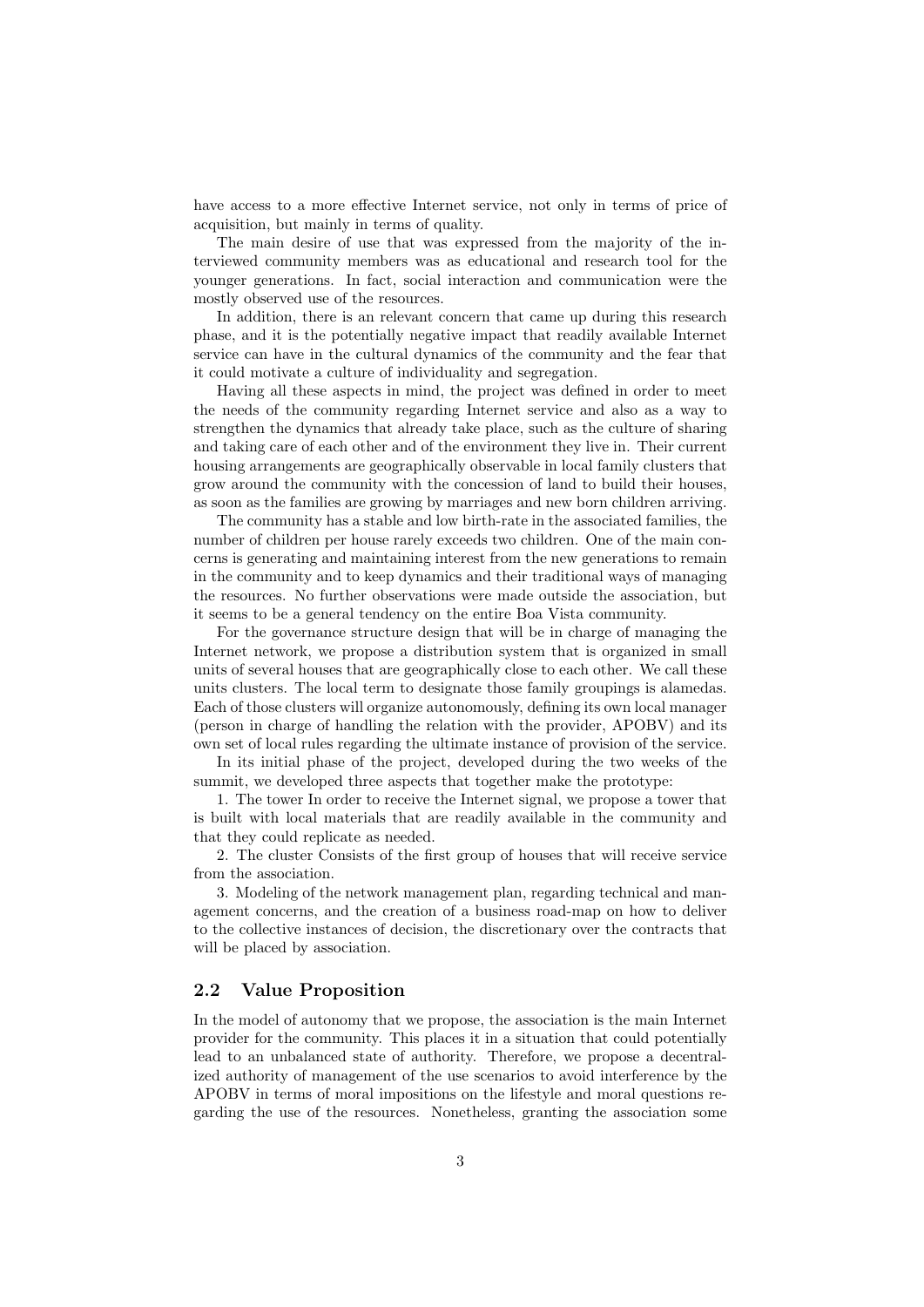have access to a more effective Internet service, not only in terms of price of acquisition, but mainly in terms of quality.

The main desire of use that was expressed from the majority of the interviewed community members was as educational and research tool for the younger generations. In fact, social interaction and communication were the mostly observed use of the resources.

In addition, there is an relevant concern that came up during this research phase, and it is the potentially negative impact that readily available Internet service can have in the cultural dynamics of the community and the fear that it could motivate a culture of individuality and segregation.

Having all these aspects in mind, the project was defined in order to meet the needs of the community regarding Internet service and also as a way to strengthen the dynamics that already take place, such as the culture of sharing and taking care of each other and of the environment they live in. Their current housing arrangements are geographically observable in local family clusters that grow around the community with the concession of land to build their houses, as soon as the families are growing by marriages and new born children arriving.

The community has a stable and low birth-rate in the associated families, the number of children per house rarely exceeds two children. One of the main concerns is generating and maintaining interest from the new generations to remain in the community and to keep dynamics and their traditional ways of managing the resources. No further observations were made outside the association, but it seems to be a general tendency on the entire Boa Vista community.

For the governance structure design that will be in charge of managing the Internet network, we propose a distribution system that is organized in small units of several houses that are geographically close to each other. We call these units clusters. The local term to designate those family groupings is alamedas. Each of those clusters will organize autonomously, defining its own local manager (person in charge of handling the relation with the provider, APOBV) and its own set of local rules regarding the ultimate instance of provision of the service.

In its initial phase of the project, developed during the two weeks of the summit, we developed three aspects that together make the prototype:

1. The tower In order to receive the Internet signal, we propose a tower that is built with local materials that are readily available in the community and that they could replicate as needed.

2. The cluster Consists of the first group of houses that will receive service from the association.

3. Modeling of the network management plan, regarding technical and management concerns, and the creation of a business road-map on how to deliver to the collective instances of decision, the discretionary over the contracts that will be placed by association.

## 2.2 Value Proposition

In the model of autonomy that we propose, the association is the main Internet provider for the community. This places it in a situation that could potentially lead to an unbalanced state of authority. Therefore, we propose a decentralized authority of management of the use scenarios to avoid interference by the APOBV in terms of moral impositions on the lifestyle and moral questions regarding the use of the resources. Nonetheless, granting the association some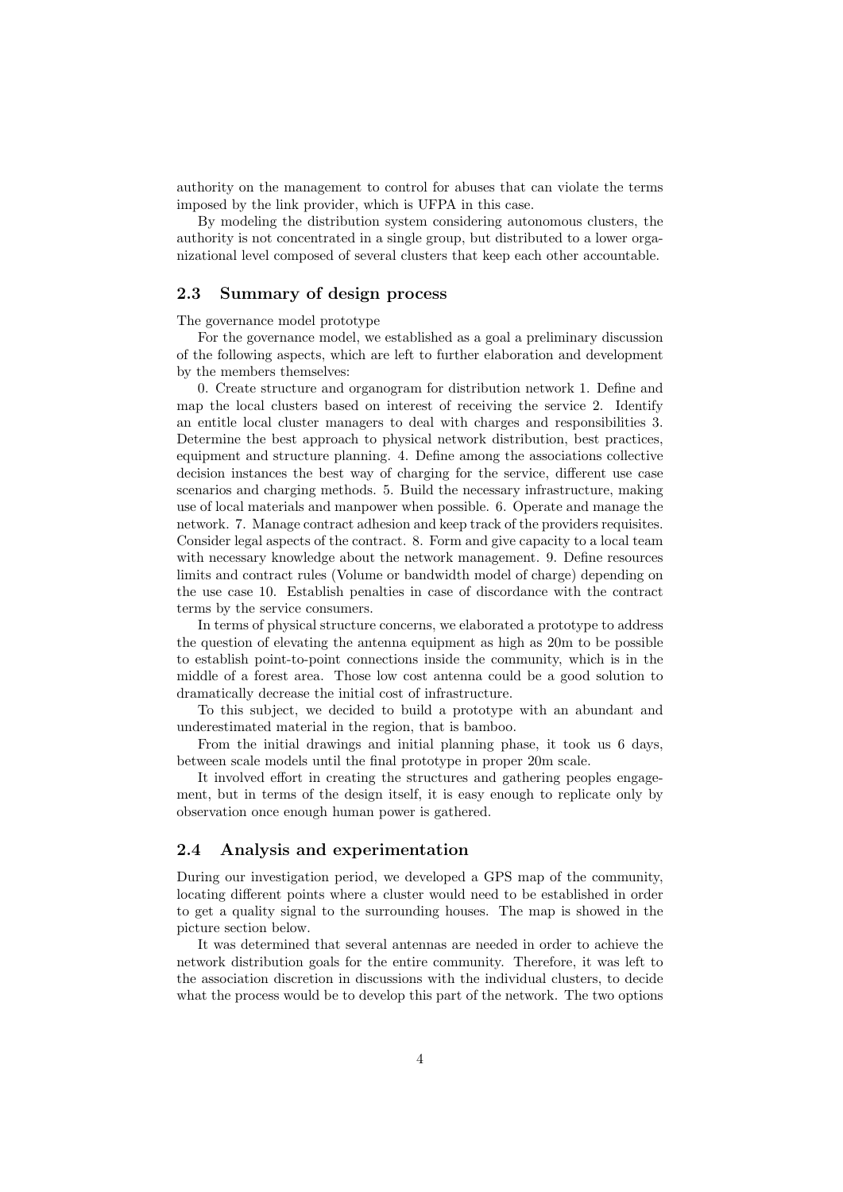authority on the management to control for abuses that can violate the terms imposed by the link provider, which is UFPA in this case.

By modeling the distribution system considering autonomous clusters, the authority is not concentrated in a single group, but distributed to a lower organizational level composed of several clusters that keep each other accountable.

### 2.3 Summary of design process

The governance model prototype

For the governance model, we established as a goal a preliminary discussion of the following aspects, which are left to further elaboration and development by the members themselves:

0. Create structure and organogram for distribution network 1. Define and map the local clusters based on interest of receiving the service 2. Identify an entitle local cluster managers to deal with charges and responsibilities 3. Determine the best approach to physical network distribution, best practices, equipment and structure planning. 4. Define among the associations collective decision instances the best way of charging for the service, different use case scenarios and charging methods. 5. Build the necessary infrastructure, making use of local materials and manpower when possible. 6. Operate and manage the network. 7. Manage contract adhesion and keep track of the providers requisites. Consider legal aspects of the contract. 8. Form and give capacity to a local team with necessary knowledge about the network management. 9. Define resources limits and contract rules (Volume or bandwidth model of charge) depending on the use case 10. Establish penalties in case of discordance with the contract terms by the service consumers.

In terms of physical structure concerns, we elaborated a prototype to address the question of elevating the antenna equipment as high as 20m to be possible to establish point-to-point connections inside the community, which is in the middle of a forest area. Those low cost antenna could be a good solution to dramatically decrease the initial cost of infrastructure.

To this subject, we decided to build a prototype with an abundant and underestimated material in the region, that is bamboo.

From the initial drawings and initial planning phase, it took us 6 days, between scale models until the final prototype in proper 20m scale.

It involved effort in creating the structures and gathering peoples engagement, but in terms of the design itself, it is easy enough to replicate only by observation once enough human power is gathered.

### 2.4 Analysis and experimentation

During our investigation period, we developed a GPS map of the community, locating different points where a cluster would need to be established in order to get a quality signal to the surrounding houses. The map is showed in the picture section below.

It was determined that several antennas are needed in order to achieve the network distribution goals for the entire community. Therefore, it was left to the association discretion in discussions with the individual clusters, to decide what the process would be to develop this part of the network. The two options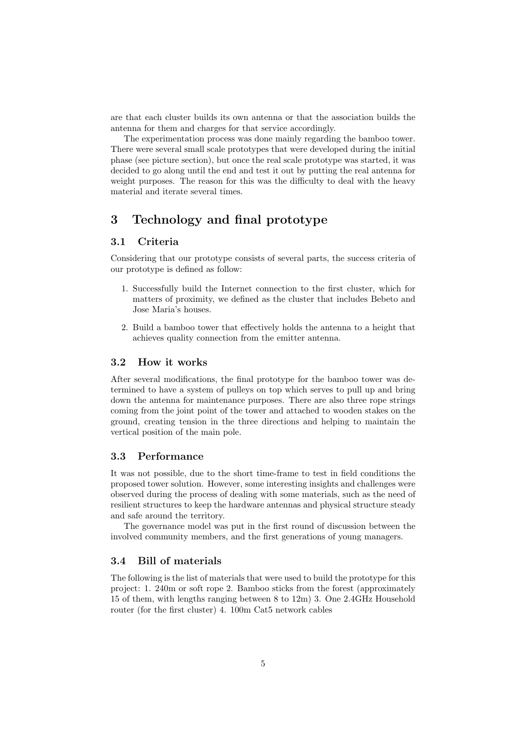are that each cluster builds its own antenna or that the association builds the antenna for them and charges for that service accordingly.

The experimentation process was done mainly regarding the bamboo tower. There were several small scale prototypes that were developed during the initial phase (see picture section), but once the real scale prototype was started, it was decided to go along until the end and test it out by putting the real antenna for weight purposes. The reason for this was the difficulty to deal with the heavy material and iterate several times.

## 3 Technology and final prototype

### 3.1 Criteria

Considering that our prototype consists of several parts, the success criteria of our prototype is defined as follow:

1. Successfully build the Internet connection to the first cluster, which for matters of proximity, we defined as the cluster that includes Bebeto and Jose Maria's houses.
2. Build a bamboo tower that effectively holds the antenna to a height that achieves quality connection from the emitter antenna.

### 3.2 How it works

After several modifications, the final prototype for the bamboo tower was determined to have a system of pulleys on top which serves to pull up and bring down the antenna for maintenance purposes. There are also three rope strings coming from the joint point of the tower and attached to wooden stakes on the ground, creating tension in the three directions and helping to maintain the vertical position of the main pole.

### 3.3 Performance

It was not possible, due to the short time-frame to test in field conditions the proposed tower solution. However, some interesting insights and challenges were observed during the process of dealing with some materials, such as the need of resilient structures to keep the hardware antennas and physical structure steady and safe around the territory.

The governance model was put in the first round of discussion between the involved community members, and the first generations of young managers.

### 3.4 Bill of materials

The following is the list of materials that were used to build the prototype for this project: 1. 240m or soft rope 2. Bamboo sticks from the forest (approximately 15 of them, with lengths ranging between 8 to 12m) 3. One 2.4GHz Household router (for the first cluster) 4. 100m Cat5 network cables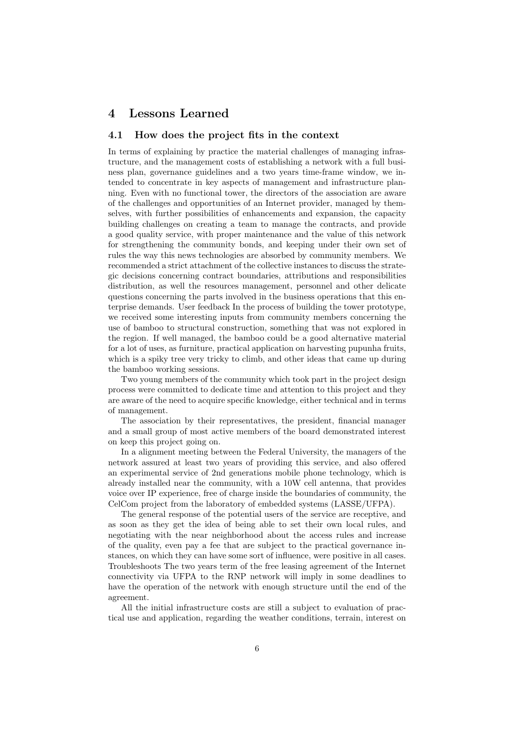# 4 Lessons Learned

## 4.1 How does the project fits in the context

In terms of explaining by practice the material challenges of managing infrastructure, and the management costs of establishing a network with a full business plan, governance guidelines and a two years time-frame window, we intended to concentrate in key aspects of management and infrastructure planning. Even with no functional tower, the directors of the association are aware of the challenges and opportunities of an Internet provider, managed by themselves, with further possibilities of enhancements and expansion, the capacity building challenges on creating a team to manage the contracts, and provide a good quality service, with proper maintenance and the value of this network for strengthening the community bonds, and keeping under their own set of rules the way this news technologies are absorbed by community members. We recommended a strict attachment of the collective instances to discuss the strategic decisions concerning contract boundaries, attributions and responsibilities distribution, as well the resources management, personnel and other delicate questions concerning the parts involved in the business operations that this enterprise demands. User feedback In the process of building the tower prototype, we received some interesting inputs from community members concerning the use of bamboo to structural construction, something that was not explored in the region. If well managed, the bamboo could be a good alternative material for a lot of uses, as furniture, practical application on harvesting pupunha fruits, which is a spiky tree very tricky to climb, and other ideas that came up during the bamboo working sessions.

Two young members of the community which took part in the project design process were committed to dedicate time and attention to this project and they are aware of the need to acquire specific knowledge, either technical and in terms of management.

The association by their representatives, the president, financial manager and a small group of most active members of the board demonstrated interest on keep this project going on.

In a alignment meeting between the Federal University, the managers of the network assured at least two years of providing this service, and also offered an experimental service of 2nd generations mobile phone technology, which is already installed near the community, with a 10W cell antenna, that provides voice over IP experience, free of charge inside the boundaries of community, the CelCom project from the laboratory of embedded systems (LASSE/UFPA).

The general response of the potential users of the service are receptive, and as soon as they get the idea of being able to set their own local rules, and negotiating with the near neighborhood about the access rules and increase of the quality, even pay a fee that are subject to the practical governance instances, on which they can have some sort of influence, were positive in all cases. Troubleshoots The two years term of the free leasing agreement of the Internet connectivity via UFPA to the RNP network will imply in some deadlines to have the operation of the network with enough structure until the end of the agreement.

All the initial infrastructure costs are still a subject to evaluation of practical use and application, regarding the weather conditions, terrain, interest on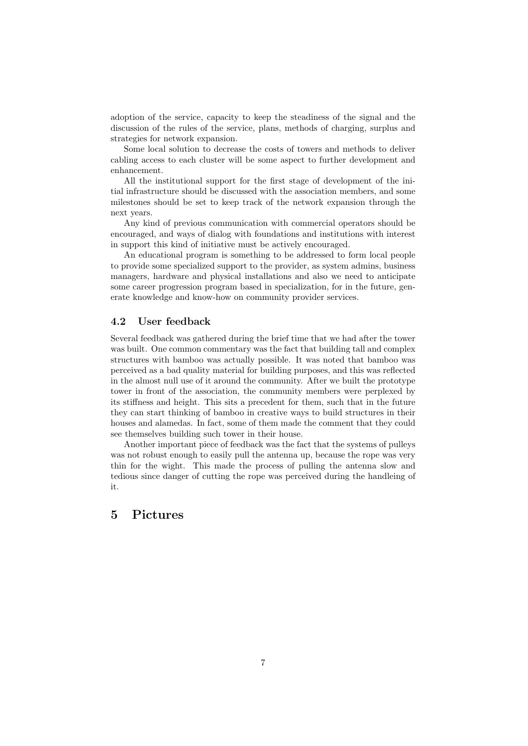adoption of the service, capacity to keep the steadiness of the signal and the discussion of the rules of the service, plans, methods of charging, surplus and strategies for network expansion.

Some local solution to decrease the costs of towers and methods to deliver cabling access to each cluster will be some aspect to further development and enhancement.

All the institutional support for the first stage of development of the initial infrastructure should be discussed with the association members, and some milestones should be set to keep track of the network expansion through the next years.

Any kind of previous communication with commercial operators should be encouraged, and ways of dialog with foundations and institutions with interest in support this kind of initiative must be actively encouraged.

An educational program is something to be addressed to form local people to provide some specialized support to the provider, as system admins, business managers, hardware and physical installations and also we need to anticipate some career progression program based in specialization, for in the future, generate knowledge and know-how on community provider services.

### 4.2 User feedback

Several feedback was gathered during the brief time that we had after the tower was built. One common commentary was the fact that building tall and complex structures with bamboo was actually possible. It was noted that bamboo was perceived as a bad quality material for building purposes, and this was reflected in the almost null use of it around the community. After we built the prototype tower in front of the association, the community members were perplexed by its stiffness and height. This sits a precedent for them, such that in the future they can start thinking of bamboo in creative ways to build structures in their houses and alamedas. In fact, some of them made the comment that they could see themselves building such tower in their house.

Another important piece of feedback was the fact that the systems of pulleys was not robust enough to easily pull the antenna up, because the rope was very thin for the wight. This made the process of pulling the antenna slow and tedious since danger of cutting the rope was perceived during the handleing of it.

## 5 Pictures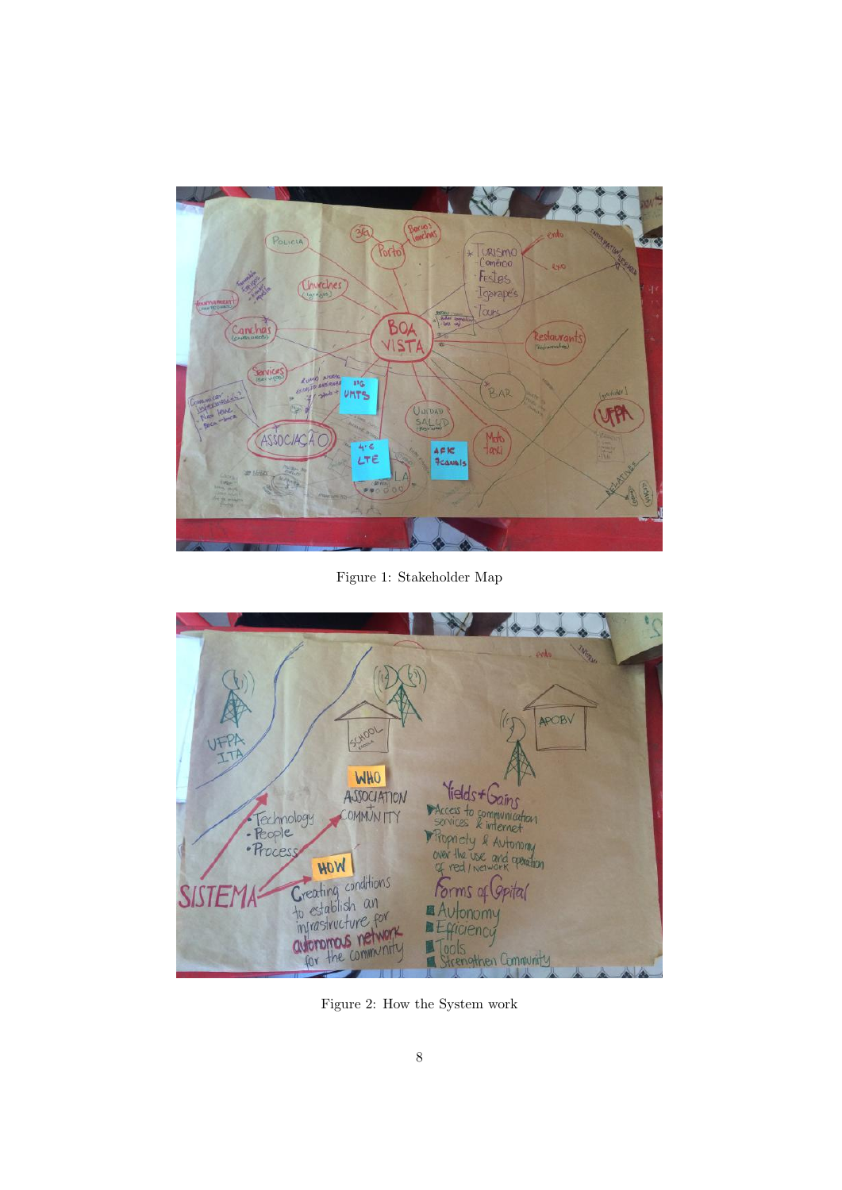Figure 1: Stakeholder Map

Figure 2: How the System work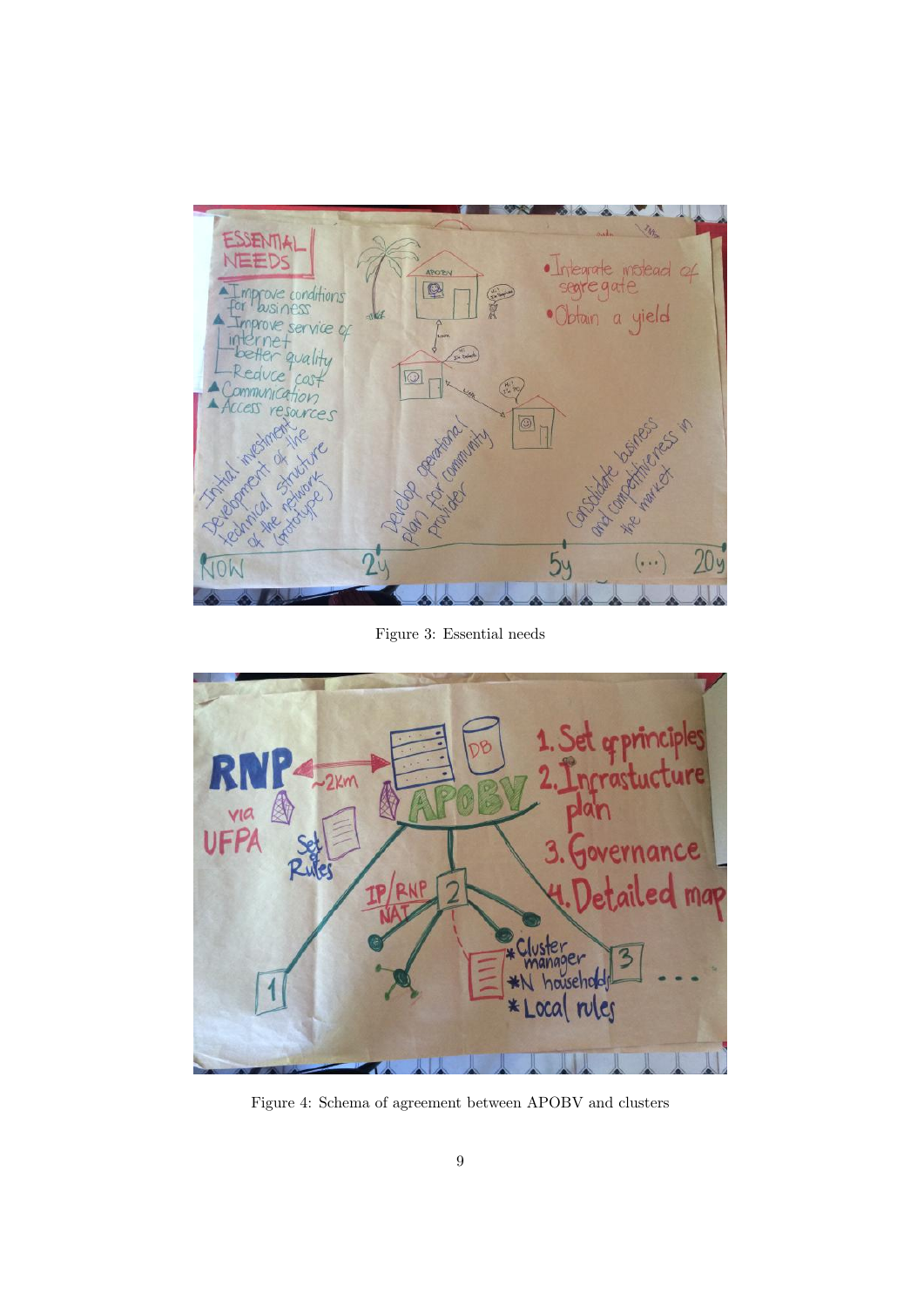Figure 3: Essential needs

Figure 4: Schema of agreement between APOBV and clusters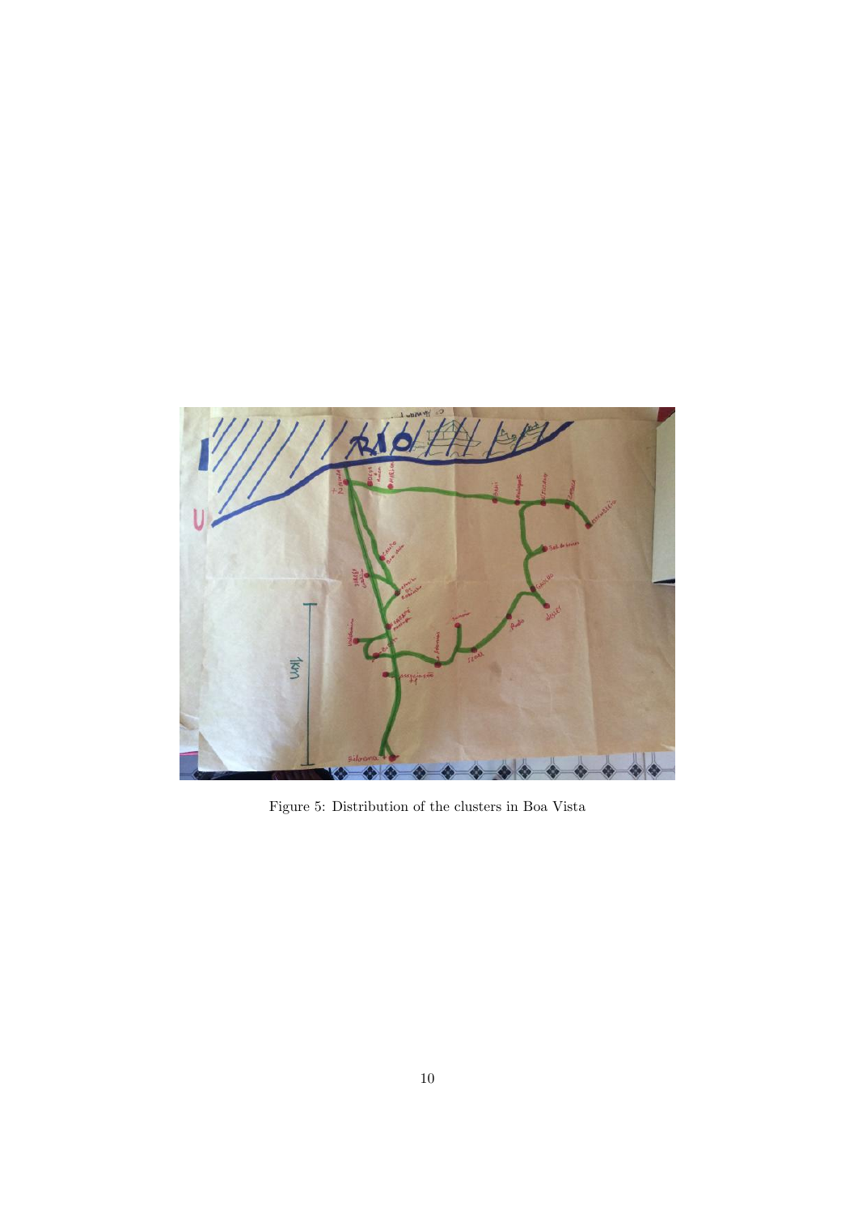Figure 5: Distribution of the clusters in Boa Vista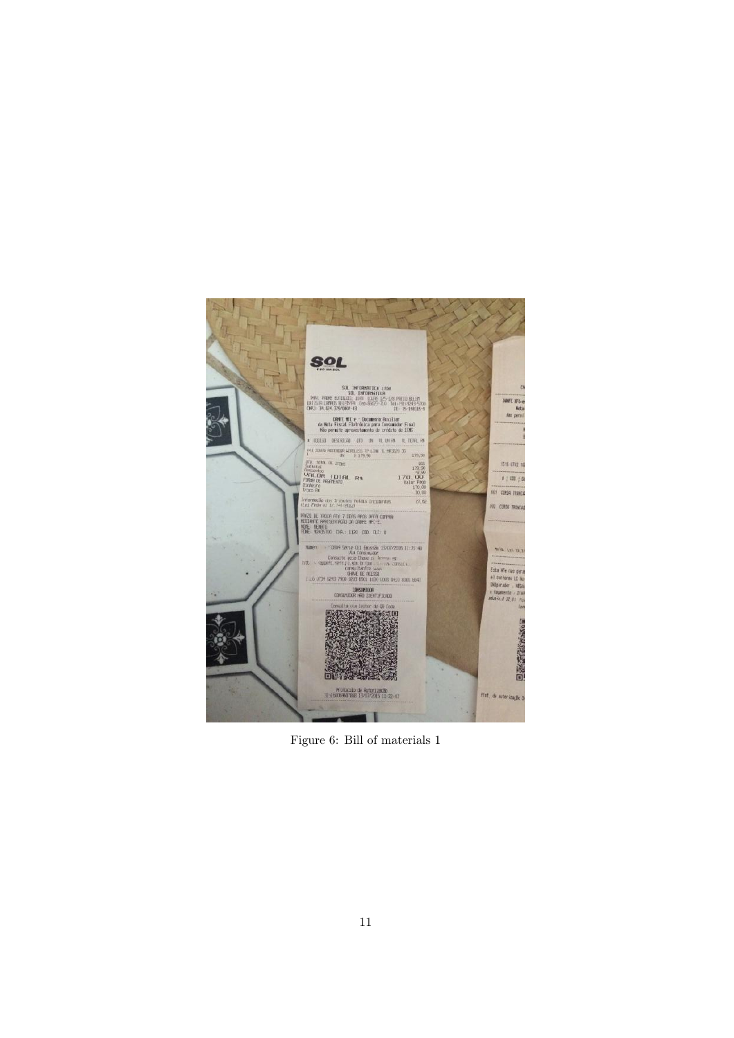Figure 6: Bill of materials 1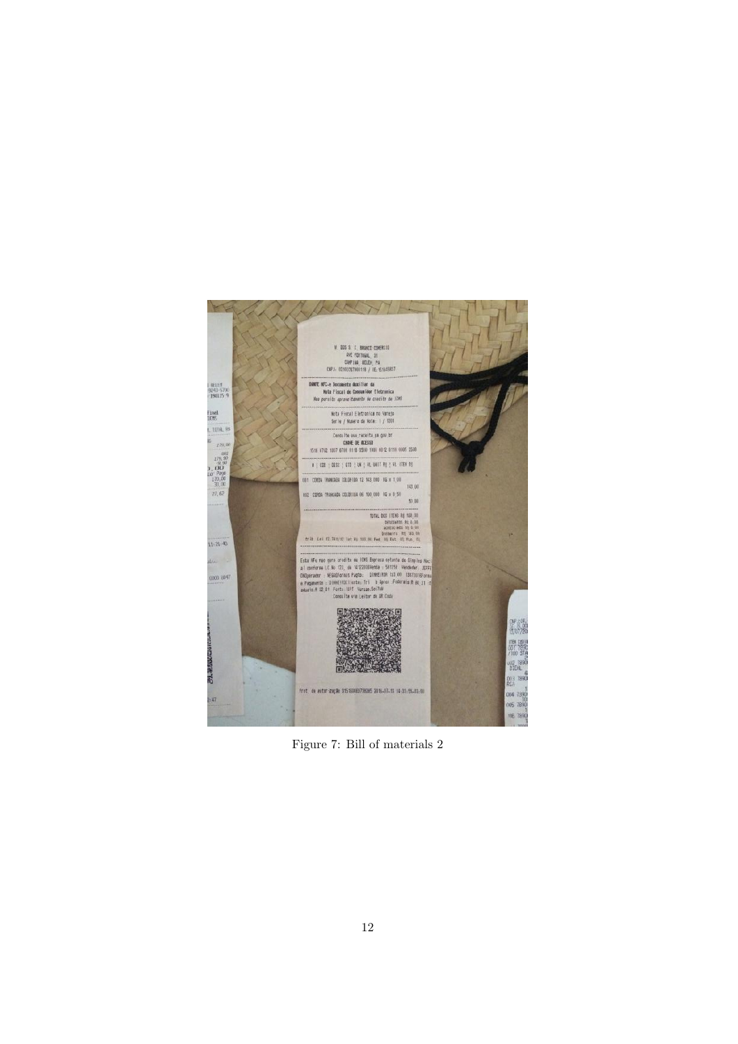Figure 7: Bill of materials 2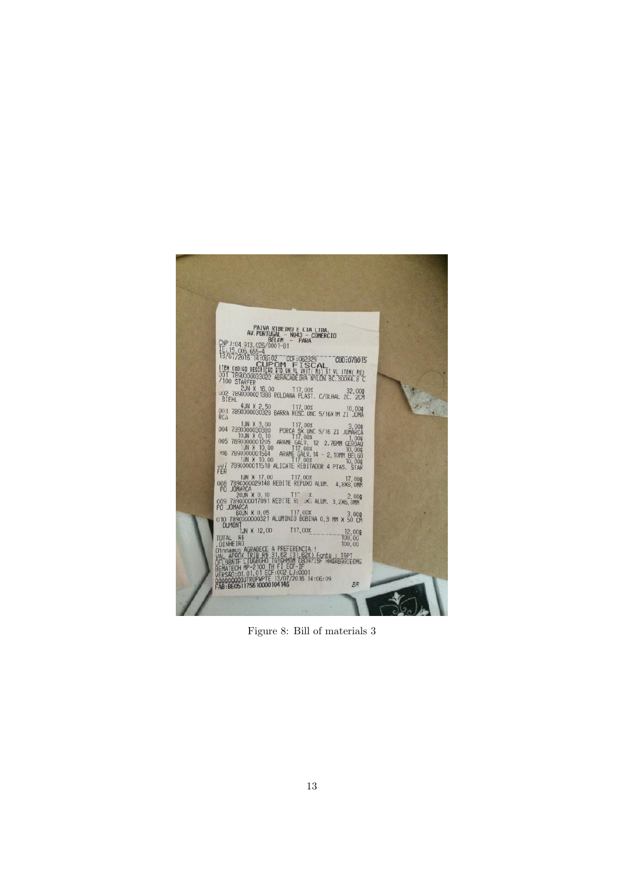Figure 8: Bill of materials 3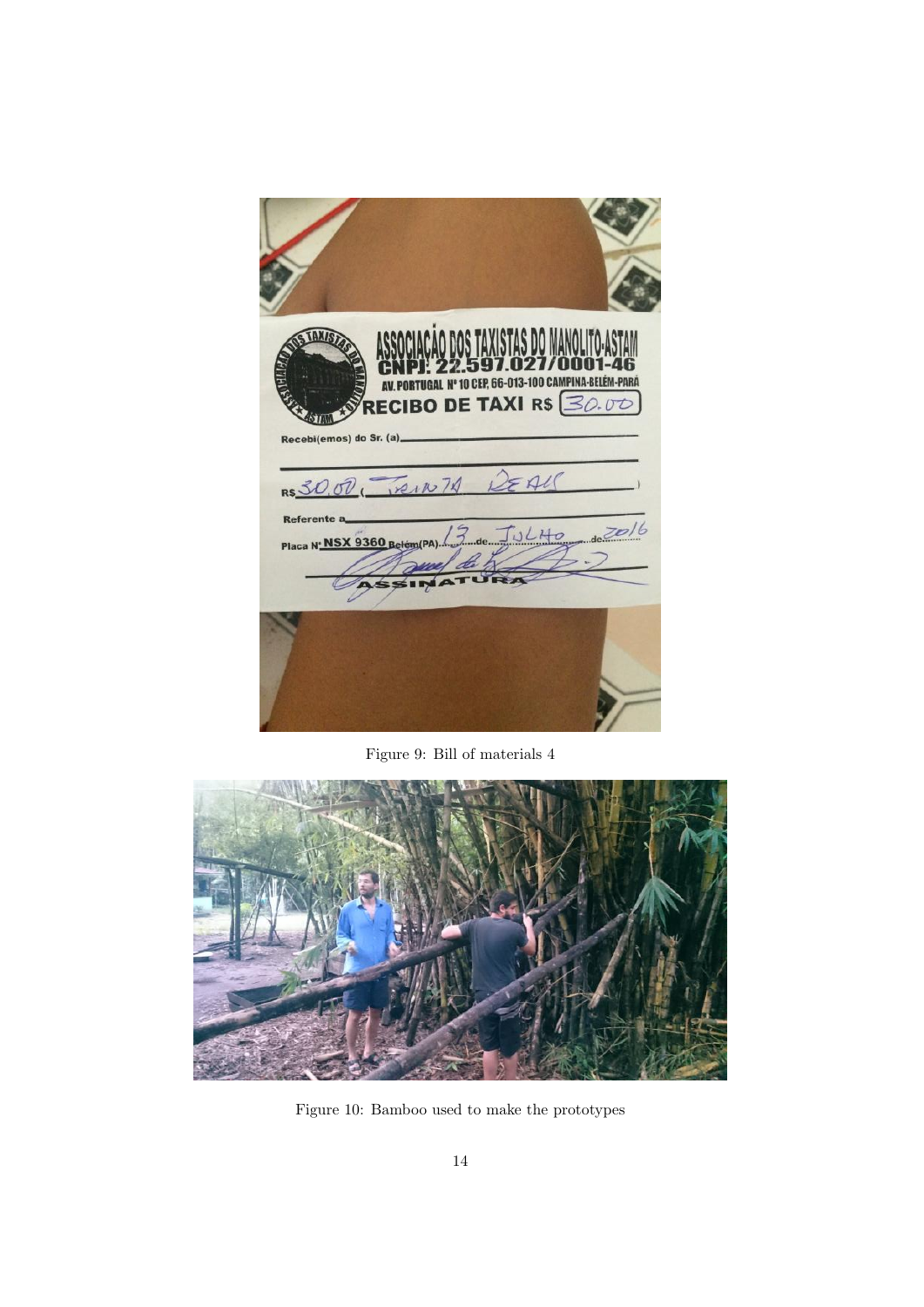Figure 9: Bill of materials 4

Figure 10: Bamboo used to make the prototypes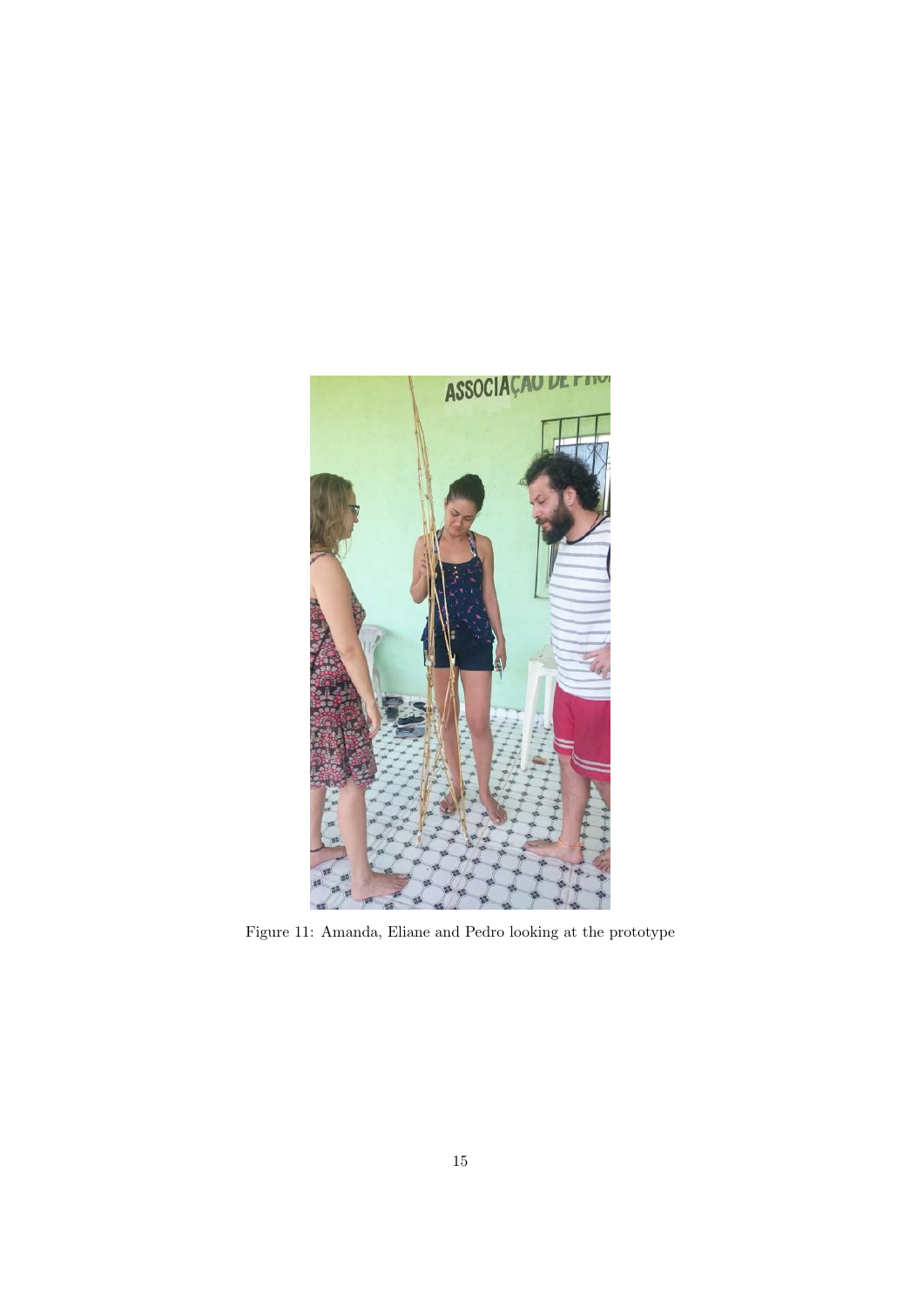Figure 11: Amanda, Eliane and Pedro looking at the prototype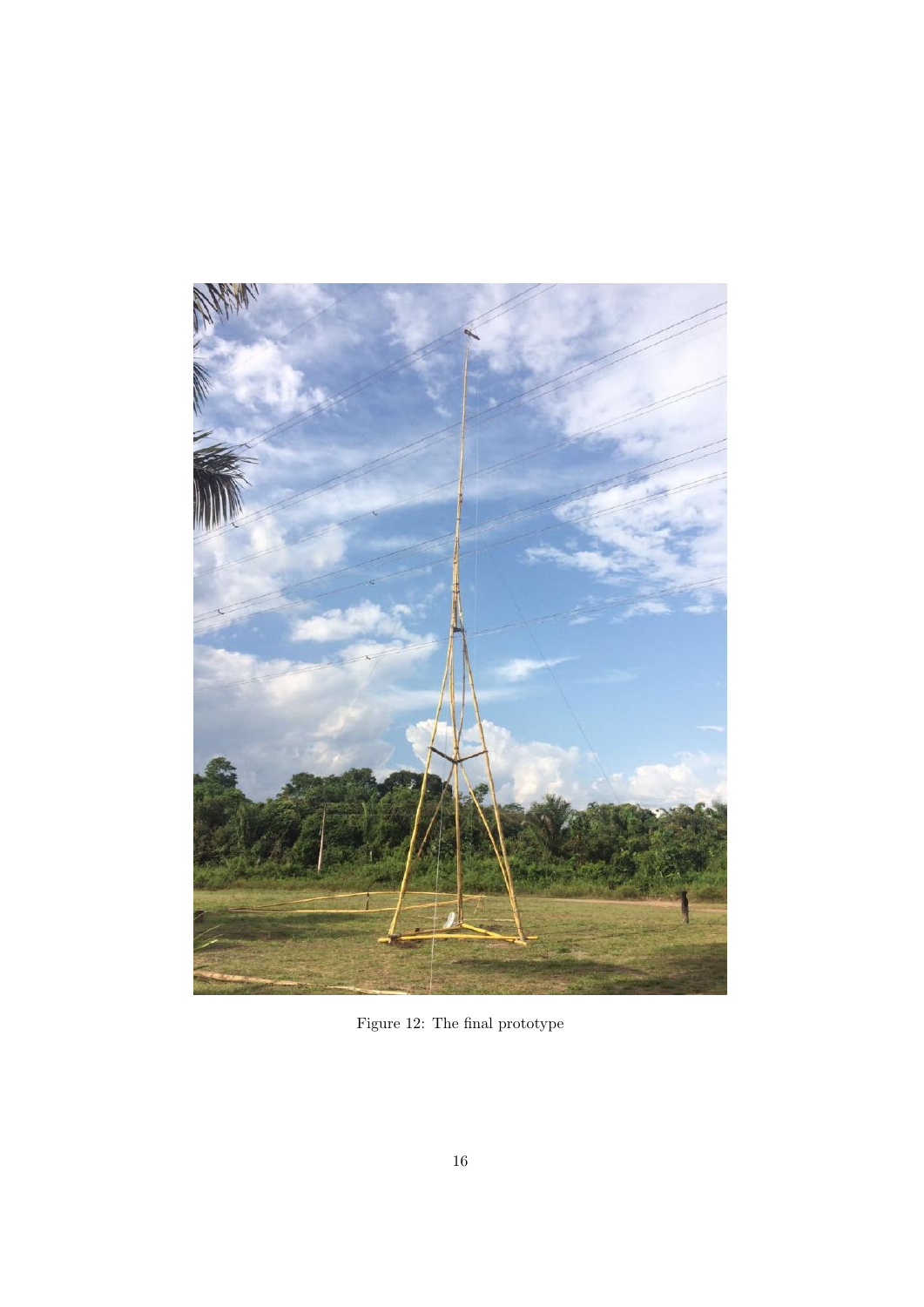Figure 12: The final prototype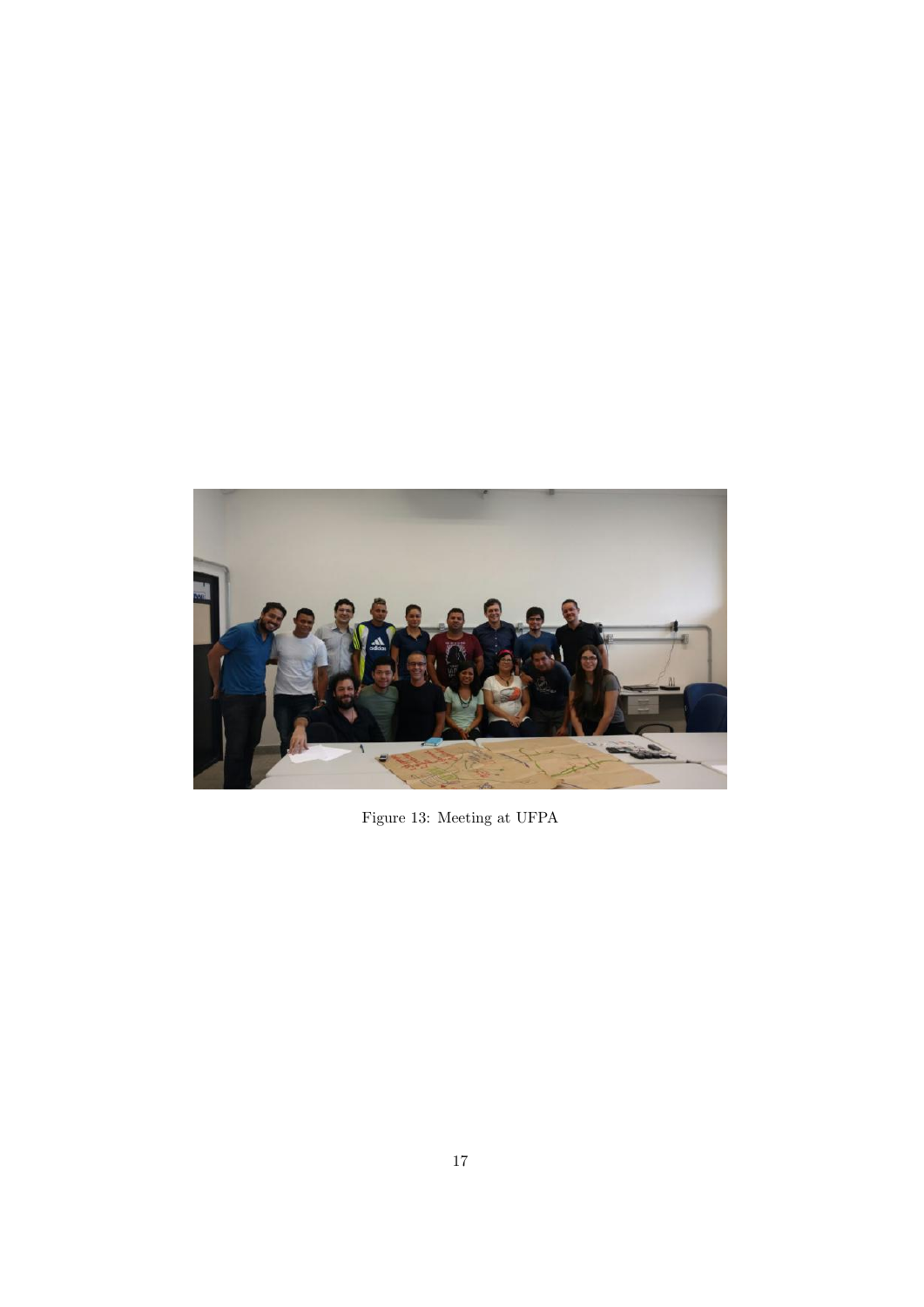Figure 13: Meeting at UFPA